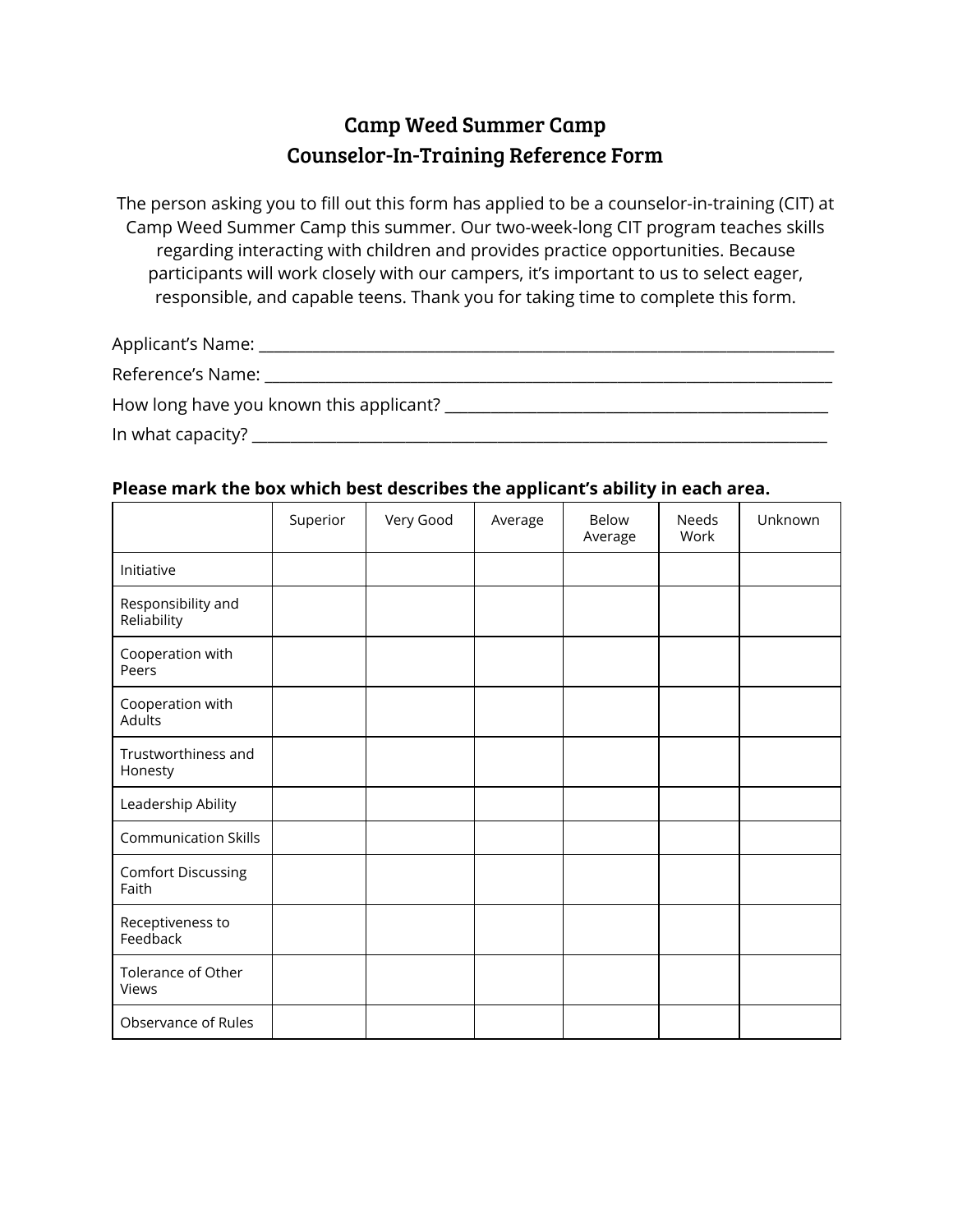# Camp Weed Summer Camp
# Counselor-In-Training Reference Form

The person asking you to fill out this form has applied to be a counselor-in-training (CIT) at Camp Weed Summer Camp this summer. Our two-week-long CIT program teaches skills regarding interacting with children and provides practice opportunities. Because participants will work closely with our campers, it's important to us to select eager, responsible, and capable teens. Thank you for taking time to complete this form.

Applicant's Name: ___________________________________________________________________________

Reference's Name: ___________________________________________________________________________

How long have you known this applicant? _________________________________________________

In what capacity? ___________________________________________________________________________

**Please mark the box which best describes the applicant's ability in each area.**

| | Superior | Very Good | Average | Below Average | Needs Work | Unknown |
|---|---|---|---|---|---|---|
| Initiative | | | | | | |
| Responsibility and Reliability | | | | | | |
| Cooperation with Peers | | | | | | |
| Cooperation with Adults | | | | | | |
| Trustworthiness and Honesty | | | | | | |
| Leadership Ability | | | | | | |
| Communication Skills | | | | | | |
| Comfort Discussing Faith | | | | | | |
| Receptiveness to Feedback | | | | | | |
| Tolerance of Other Views | | | | | | |
| Observance of Rules | | | | | | |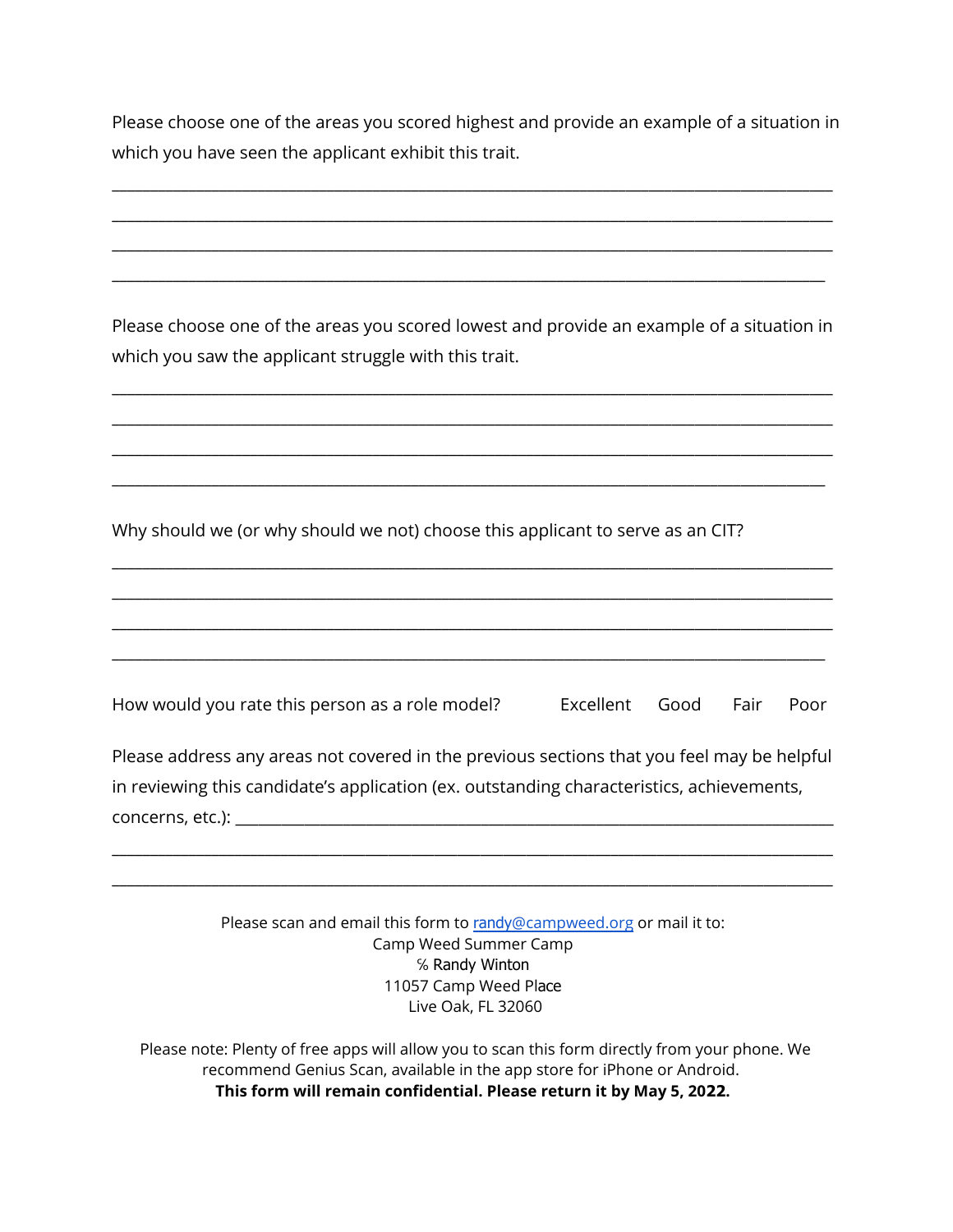Please choose one of the areas you scored highest and provide an example of a situation in which you have seen the applicant exhibit this trait.

_______________________________________________________________________________

_______________________________________________________________________________

_______________________________________________________________________________

______________________________________________________________________________

Please choose one of the areas you scored lowest and provide an example of a situation in which you saw the applicant struggle with this trait.

_______________________________________________________________________________

_______________________________________________________________________________

_______________________________________________________________________________

______________________________________________________________________________

Why should we (or why should we not) choose this applicant to serve as an CIT?

_______________________________________________________________________________

_______________________________________________________________________________

_______________________________________________________________________________

______________________________________________________________________________

How would you rate this person as a role model?     Excellent     Good     Fair     Poor

Please address any areas not covered in the previous sections that you feel may be helpful in reviewing this candidate's application (ex. outstanding characteristics, achievements, concerns, etc.): ____________________________________________________________

_______________________________________________________________________________

_______________________________________________________________________________

Please scan and email this form to randy@campweed.org or mail it to:
Camp Weed Summer Camp
℅ Randy Winton
11057 Camp Weed Place
Live Oak, FL 32060

Please note: Plenty of free apps will allow you to scan this form directly from your phone. We recommend Genius Scan, available in the app store for iPhone or Android.
**This form will remain confidential. Please return it by May 5, 2022.**